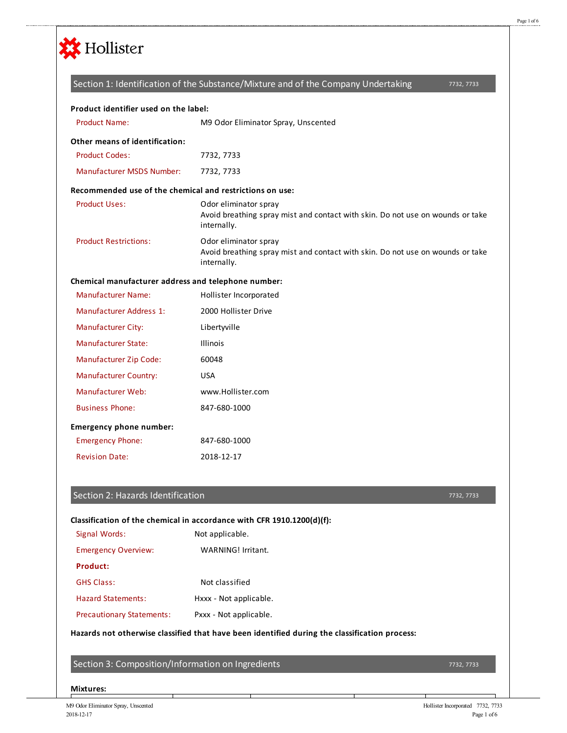Hollister

## Section 1: Identification of the Substance/Mixture and of the Company Undertaking

7732, 7733

**Product identifier used on the label:**

| | |
|---|---|
| Product Name: | M9 Odor Eliminator Spray, Unscented |

**Other means of identification:**

| | |
|---|---|
| Product Codes: | 7732, 7733 |
| Manufacturer MSDS Number: | 7732, 7733 |

**Recommended use of the chemical and restrictions on use:**

| | |
|---|---|
| Product Uses: | Odor eliminator spray<br>Avoid breathing spray mist and contact with skin. Do not use on wounds or take internally. |
| Product Restrictions: | Odor eliminator spray<br>Avoid breathing spray mist and contact with skin. Do not use on wounds or take internally. |

**Chemical manufacturer address and telephone number:**

| | |
|---|---|
| Manufacturer Name: | Hollister Incorporated |
| Manufacturer Address 1: | 2000 Hollister Drive |
| Manufacturer City: | Libertyville |
| Manufacturer State: | Illinois |
| Manufacturer Zip Code: | 60048 |
| Manufacturer Country: | USA |
| Manufacturer Web: | www.Hollister.com |
| Business Phone: | 847-680-1000 |

**Emergency phone number:**

| | |
|---|---|
| Emergency Phone: | 847-680-1000 |
| Revision Date: | 2018-12-17 |

## Section 2: Hazards Identification

7732, 7733

**Classification of the chemical in accordance with CFR 1910.1200(d)(f):**

| | |
|---|---|
| Signal Words: | Not applicable. |
| Emergency Overview: | WARNING! Irritant. |

**Product:**

| | |
|---|---|
| GHS Class: | Not classified |
| Hazard Statements: | Hxxx - Not applicable. |
| Precautionary Statements: | Pxxx - Not applicable. |

**Hazards not otherwise classified that have been identified during the classification process:**

## Section 3: Composition/Information on Ingredients

7732, 7733

**Mixtures:**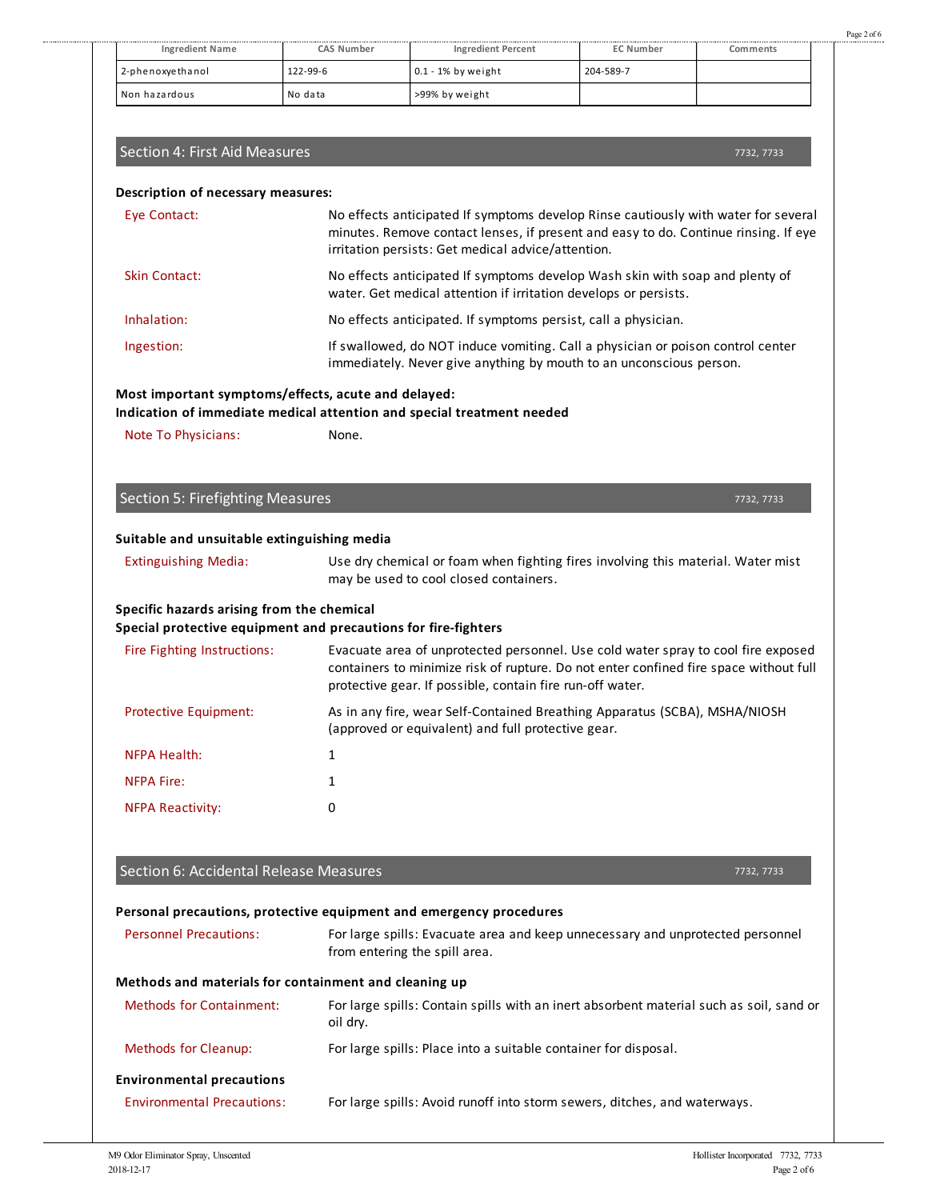| Ingredient Name | CAS Number | Ingredient Percent | EC Number | Comments |
|---|---|---|---|---|
| 2-phenoxyethanol | 122-99-6 | 0.1 - 1% by weight | 204-589-7 | |
| Non hazardous | No data | >99% by weight | | |

## Section 4: First Aid Measures

7732, 7733

**Description of necessary measures:**

Eye Contact: No effects anticipated If symptoms develop Rinse cautiously with water for several minutes. Remove contact lenses, if present and easy to do. Continue rinsing. If eye irritation persists: Get medical advice/attention.

Skin Contact: No effects anticipated If symptoms develop Wash skin with soap and plenty of water. Get medical attention if irritation develops or persists.

Inhalation: No effects anticipated. If symptoms persist, call a physician.

Ingestion: If swallowed, do NOT induce vomiting. Call a physician or poison control center immediately. Never give anything by mouth to an unconscious person.

**Most important symptoms/effects, acute and delayed:**

**Indication of immediate medical attention and special treatment needed**

Note To Physicians: None.

## Section 5: Firefighting Measures

7732, 7733

**Suitable and unsuitable extinguishing media**

Extinguishing Media: Use dry chemical or foam when fighting fires involving this material. Water mist may be used to cool closed containers.

**Specific hazards arising from the chemical**

**Special protective equipment and precautions for fire-fighters**

Fire Fighting Instructions: Evacuate area of unprotected personnel. Use cold water spray to cool fire exposed containers to minimize risk of rupture. Do not enter confined fire space without full protective gear. If possible, contain fire run-off water.

Protective Equipment: As in any fire, wear Self-Contained Breathing Apparatus (SCBA), MSHA/NIOSH (approved or equivalent) and full protective gear.

NFPA Health: 1

NFPA Fire: 1

NFPA Reactivity: 0

## Section 6: Accidental Release Measures

7732, 7733

**Personal precautions, protective equipment and emergency procedures**

Personnel Precautions: For large spills: Evacuate area and keep unnecessary and unprotected personnel from entering the spill area.

**Methods and materials for containment and cleaning up**

Methods for Containment: For large spills: Contain spills with an inert absorbent material such as soil, sand or oil dry.

Methods for Cleanup: For large spills: Place into a suitable container for disposal.

**Environmental precautions**

Environmental Precautions: For large spills: Avoid runoff into storm sewers, ditches, and waterways.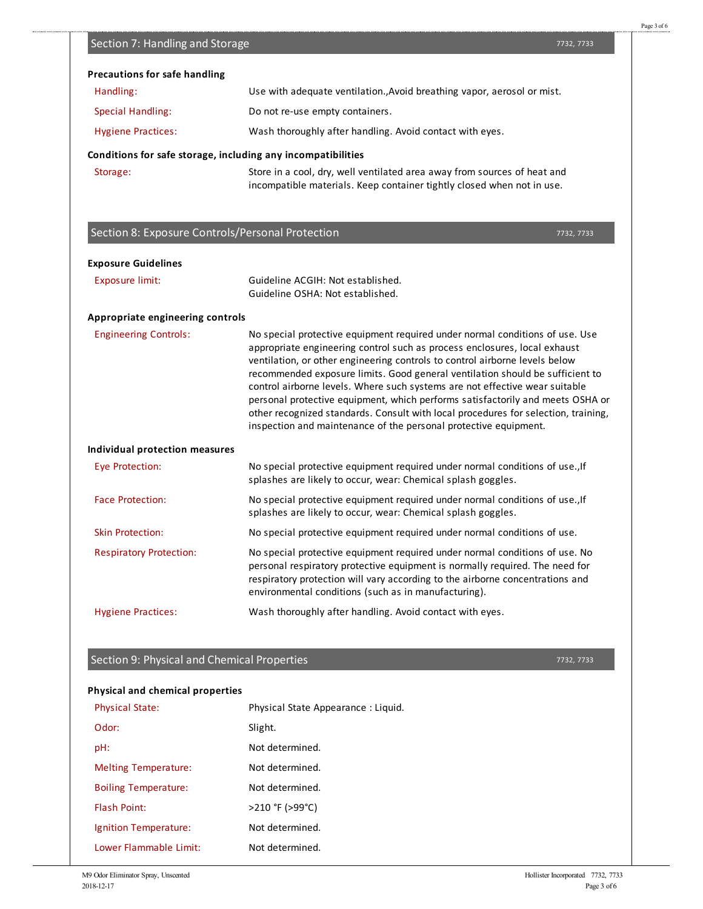## Section 7: Handling and Storage

**Precautions for safe handling**

| | |
|---|---|
| Handling: | Use with adequate ventilation.,Avoid breathing vapor, aerosol or mist. |
| Special Handling: | Do not re-use empty containers. |
| Hygiene Practices: | Wash thoroughly after handling. Avoid contact with eyes. |

**Conditions for safe storage, including any incompatibilities**

| | |
|---|---|
| Storage: | Store in a cool, dry, well ventilated area away from sources of heat and incompatible materials. Keep container tightly closed when not in use. |

## Section 8: Exposure Controls/Personal Protection

**Exposure Guidelines**

| | |
|---|---|
| Exposure limit: | Guideline ACGIH: Not established.<br>Guideline OSHA: Not established. |

**Appropriate engineering controls**

| | |
|---|---|
| Engineering Controls: | No special protective equipment required under normal conditions of use. Use appropriate engineering control such as process enclosures, local exhaust ventilation, or other engineering controls to control airborne levels below recommended exposure limits. Good general ventilation should be sufficient to control airborne levels. Where such systems are not effective wear suitable personal protective equipment, which performs satisfactorily and meets OSHA or other recognized standards. Consult with local procedures for selection, training, inspection and maintenance of the personal protective equipment. |

**Individual protection measures**

| | |
|---|---|
| Eye Protection: | No special protective equipment required under normal conditions of use.,If splashes are likely to occur, wear: Chemical splash goggles. |
| Face Protection: | No special protective equipment required under normal conditions of use.,If splashes are likely to occur, wear: Chemical splash goggles. |
| Skin Protection: | No special protective equipment required under normal conditions of use. |
| Respiratory Protection: | No special protective equipment required under normal conditions of use. No personal respiratory protective equipment is normally required. The need for respiratory protection will vary according to the airborne concentrations and environmental conditions (such as in manufacturing). |
| Hygiene Practices: | Wash thoroughly after handling. Avoid contact with eyes. |

## Section 9: Physical and Chemical Properties

**Physical and chemical properties**

| | |
|---|---|
| Physical State: | Physical State Appearance : Liquid. |
| Odor: | Slight. |
| pH: | Not determined. |
| Melting Temperature: | Not determined. |
| Boiling Temperature: | Not determined. |
| Flash Point: | >210 °F (>99°C) |
| Ignition Temperature: | Not determined. |
| Lower Flammable Limit: | Not determined. |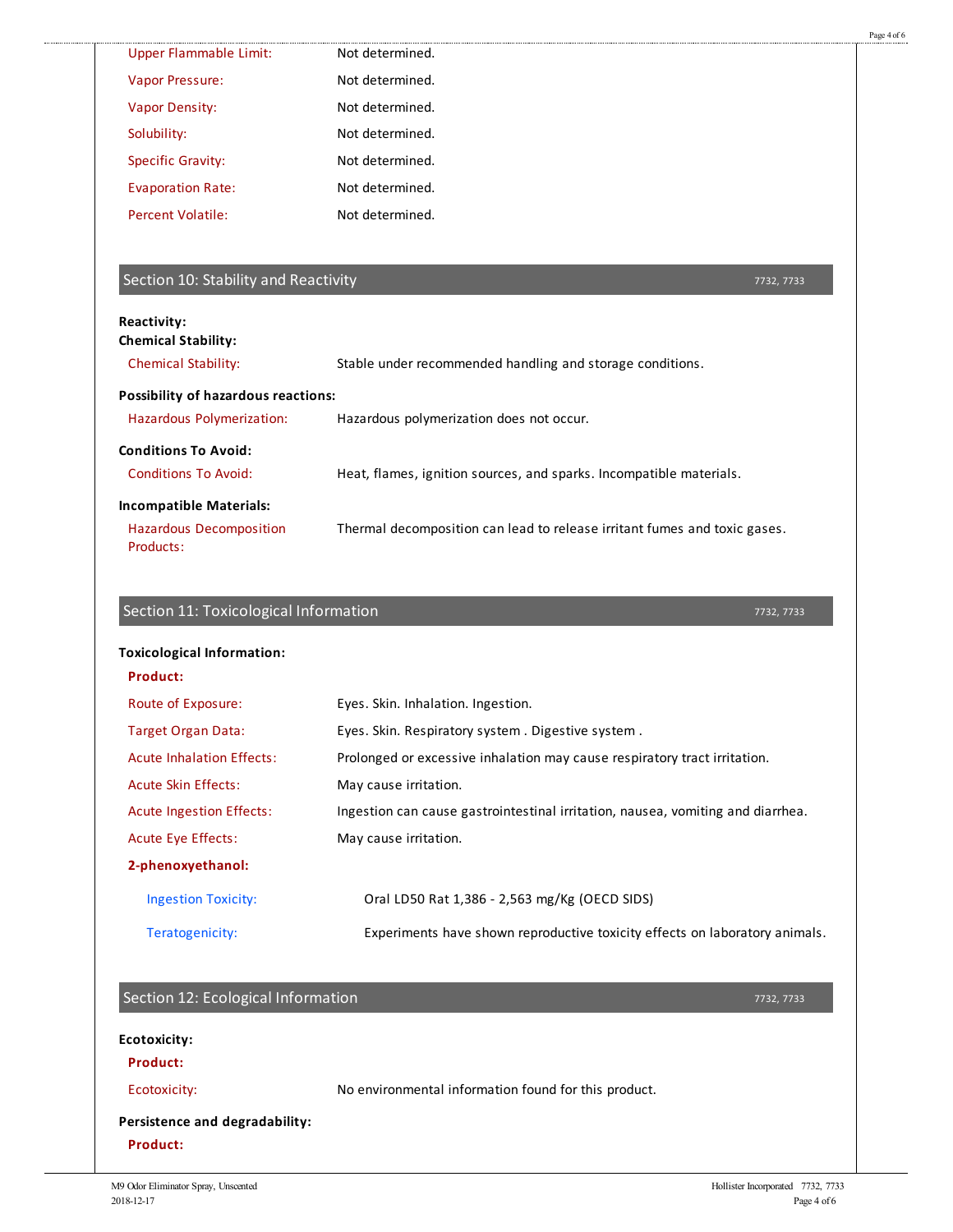| | |
|---|---|
| Upper Flammable Limit: | Not determined. |
| Vapor Pressure: | Not determined. |
| Vapor Density: | Not determined. |
| Solubility: | Not determined. |
| Specific Gravity: | Not determined. |
| Evaporation Rate: | Not determined. |
| Percent Volatile: | Not determined. |

## Section 10: Stability and Reactivity

7732, 7733

**Reactivity:**

**Chemical Stability:**

| | |
|---|---|
| Chemical Stability: | Stable under recommended handling and storage conditions. |

**Possibility of hazardous reactions:**

| | |
|---|---|
| Hazardous Polymerization: | Hazardous polymerization does not occur. |

**Conditions To Avoid:**

| | |
|---|---|
| Conditions To Avoid: | Heat, flames, ignition sources, and sparks. Incompatible materials. |

**Incompatible Materials:**

| | |
|---|---|
| Hazardous Decomposition Products: | Thermal decomposition can lead to release irritant fumes and toxic gases. |

## Section 11: Toxicological Information

7732, 7733

**Toxicological Information:**

**Product:**

| | |
|---|---|
| Route of Exposure: | Eyes. Skin. Inhalation. Ingestion. |
| Target Organ Data: | Eyes. Skin. Respiratory system . Digestive system . |
| Acute Inhalation Effects: | Prolonged or excessive inhalation may cause respiratory tract irritation. |
| Acute Skin Effects: | May cause irritation. |
| Acute Ingestion Effects: | Ingestion can cause gastrointestinal irritation, nausea, vomiting and diarrhea. |
| Acute Eye Effects: | May cause irritation. |

**2-phenoxyethanol:**

| | |
|---|---|
| Ingestion Toxicity: | Oral LD50 Rat 1,386 - 2,563 mg/Kg (OECD SIDS) |
| Teratogenicity: | Experiments have shown reproductive toxicity effects on laboratory animals. |

## Section 12: Ecological Information

7732, 7733

**Ecotoxicity:**

**Product:**

| | |
|---|---|
| Ecotoxicity: | No environmental information found for this product. |

**Persistence and degradability:**

**Product:**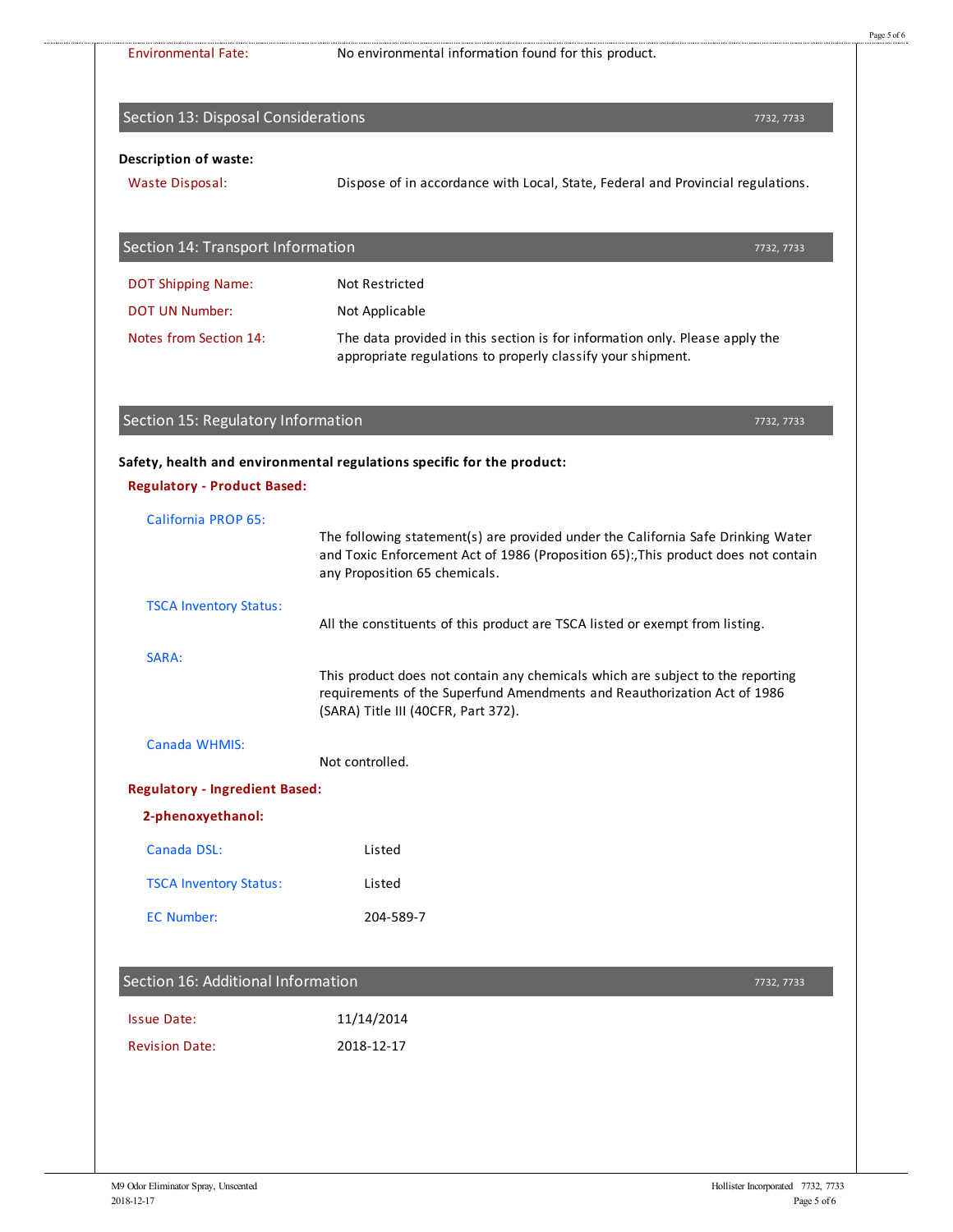Environmental Fate: No environmental information found for this product.

## Section 13: Disposal Considerations

7732, 7733

**Description of waste:**

Waste Disposal: Dispose of in accordance with Local, State, Federal and Provincial regulations.

## Section 14: Transport Information

7732, 7733

DOT Shipping Name: Not Restricted

DOT UN Number: Not Applicable

Notes from Section 14: The data provided in this section is for information only. Please apply the appropriate regulations to properly classify your shipment.

## Section 15: Regulatory Information

7732, 7733

**Safety, health and environmental regulations specific for the product:**

**Regulatory - Product Based:**

California PROP 65:

The following statement(s) are provided under the California Safe Drinking Water and Toxic Enforcement Act of 1986 (Proposition 65):,This product does not contain any Proposition 65 chemicals.

TSCA Inventory Status:

All the constituents of this product are TSCA listed or exempt from listing.

SARA:

This product does not contain any chemicals which are subject to the reporting requirements of the Superfund Amendments and Reauthorization Act of 1986 (SARA) Title III (40CFR, Part 372).

Canada WHMIS:

Not controlled.

**Regulatory - Ingredient Based:**

**2-phenoxyethanol:**

Canada DSL: Listed

TSCA Inventory Status: Listed

EC Number: 204-589-7

## Section 16: Additional Information

7732, 7733

Issue Date: 11/14/2014

Revision Date: 2018-12-17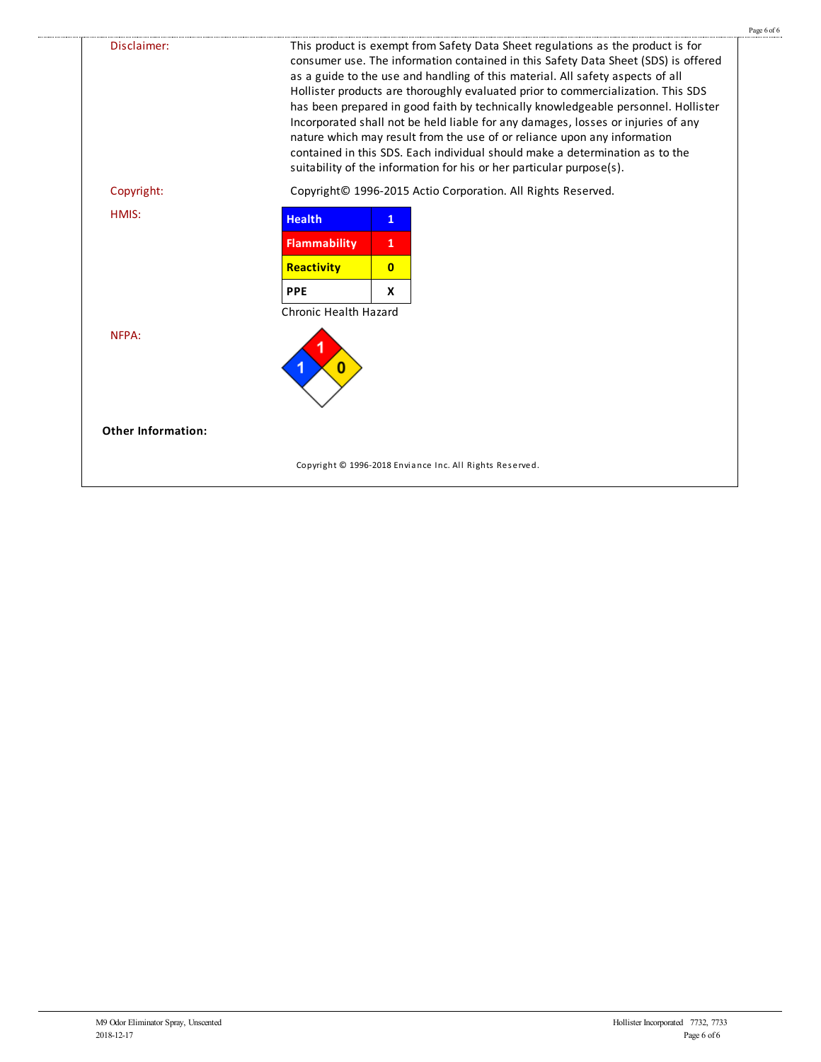**Disclaimer:** This product is exempt from Safety Data Sheet regulations as the product is for consumer use. The information contained in this Safety Data Sheet (SDS) is offered as a guide to the use and handling of this material. All safety aspects of all Hollister products are thoroughly evaluated prior to commercialization. This SDS has been prepared in good faith by technically knowledgeable personnel. Hollister Incorporated shall not be held liable for any damages, losses or injuries of any nature which may result from the use of or reliance upon any information contained in this SDS. Each individual should make a determination as to the suitability of the information for his or her particular purpose(s).

**Copyright:** Copyright© 1996-2015 Actio Corporation. All Rights Reserved.

**HMIS:**

| | |
|---|---|
| Health | 1 |
| Flammability | 1 |
| Reactivity | 0 |
| PPE | X |

Chronic Health Hazard

**NFPA:**

1
1
0

**Other Information:**

Copyright © 1996-2018 Enviance Inc. All Rights Reserved.